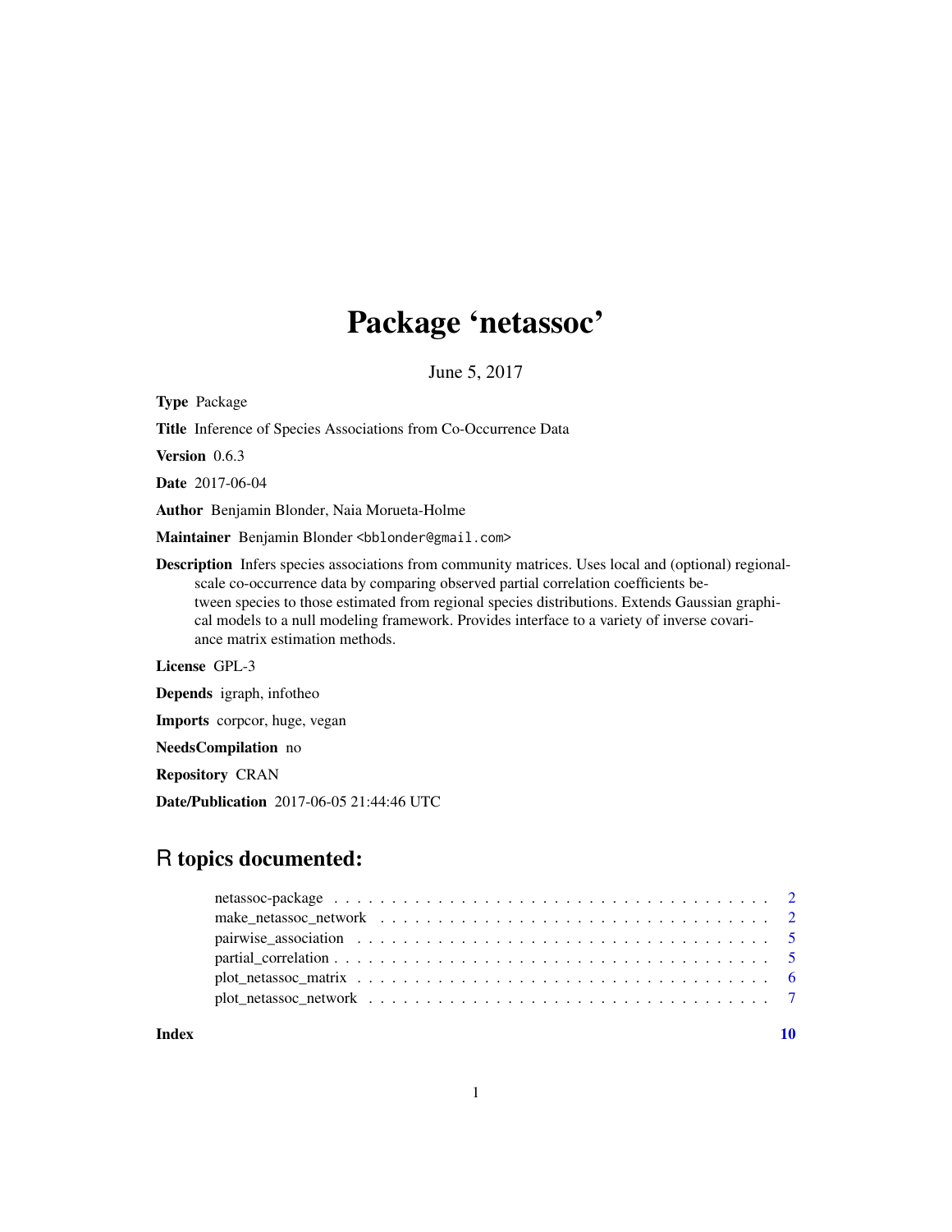# Package 'netassoc'

June 5, 2017

**Type** Package

**Title** Inference of Species Associations from Co-Occurrence Data

**Version** 0.6.3

**Date** 2017-06-04

**Author** Benjamin Blonder, Naia Morueta-Holme

**Maintainer** Benjamin Blonder <bblonder@gmail.com>

**Description** Infers species associations from community matrices. Uses local and (optional) regional-scale co-occurrence data by comparing observed partial correlation coefficients between species to those estimated from regional species distributions. Extends Gaussian graphical models to a null modeling framework. Provides interface to a variety of inverse covariance matrix estimation methods.

**License** GPL-3

**Depends** igraph, infotheo

**Imports** corpcor, huge, vegan

**NeedsCompilation** no

**Repository** CRAN

**Date/Publication** 2017-06-05 21:44:46 UTC

## R topics documented:

| | |
|---|---|
| netassoc-package | 2 |
| make_netassoc_network | 2 |
| pairwise_association | 5 |
| partial_correlation | 5 |
| plot_netassoc_matrix | 6 |
| plot_netassoc_network | 7 |
| **Index** | **10** |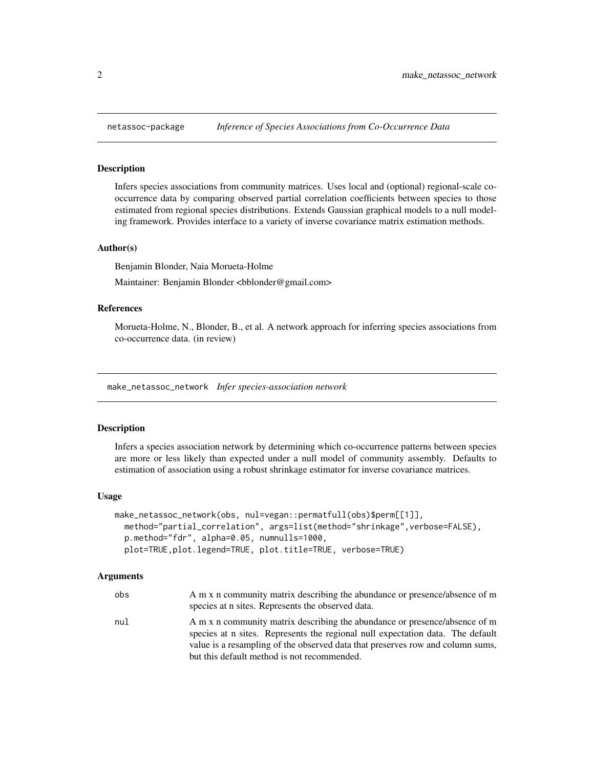## netassoc-package *Inference of Species Associations from Co-Occurrence Data*

### Description

Infers species associations from community matrices. Uses local and (optional) regional-scale co-occurrence data by comparing observed partial correlation coefficients between species to those estimated from regional species distributions. Extends Gaussian graphical models to a null modeling framework. Provides interface to a variety of inverse covariance matrix estimation methods.

### Author(s)

Benjamin Blonder, Naia Morueta-Holme

Maintainer: Benjamin Blonder <bblonder@gmail.com>

### References

Morueta-Holme, N., Blonder, B., et al. A network approach for inferring species associations from co-occurrence data. (in review)

## make_netassoc_network *Infer species-association network*

### Description

Infers a species association network by determining which co-occurrence patterns between species are more or less likely than expected under a null model of community assembly. Defaults to estimation of association using a robust shrinkage estimator for inverse covariance matrices.

### Usage

```
make_netassoc_network(obs, nul=vegan::permatfull(obs)$perm[[1]],
  method="partial_correlation", args=list(method="shrinkage",verbose=FALSE),
  p.method="fdr", alpha=0.05, numnulls=1000,
  plot=TRUE,plot.legend=TRUE, plot.title=TRUE, verbose=TRUE)
```

### Arguments

| | |
|---|---|
| obs | A m x n community matrix describing the abundance or presence/absence of m species at n sites. Represents the observed data. |
| nul | A m x n community matrix describing the abundance or presence/absence of m species at n sites. Represents the regional null expectation data. The default value is a resampling of the observed data that preserves row and column sums, but this default method is not recommended. |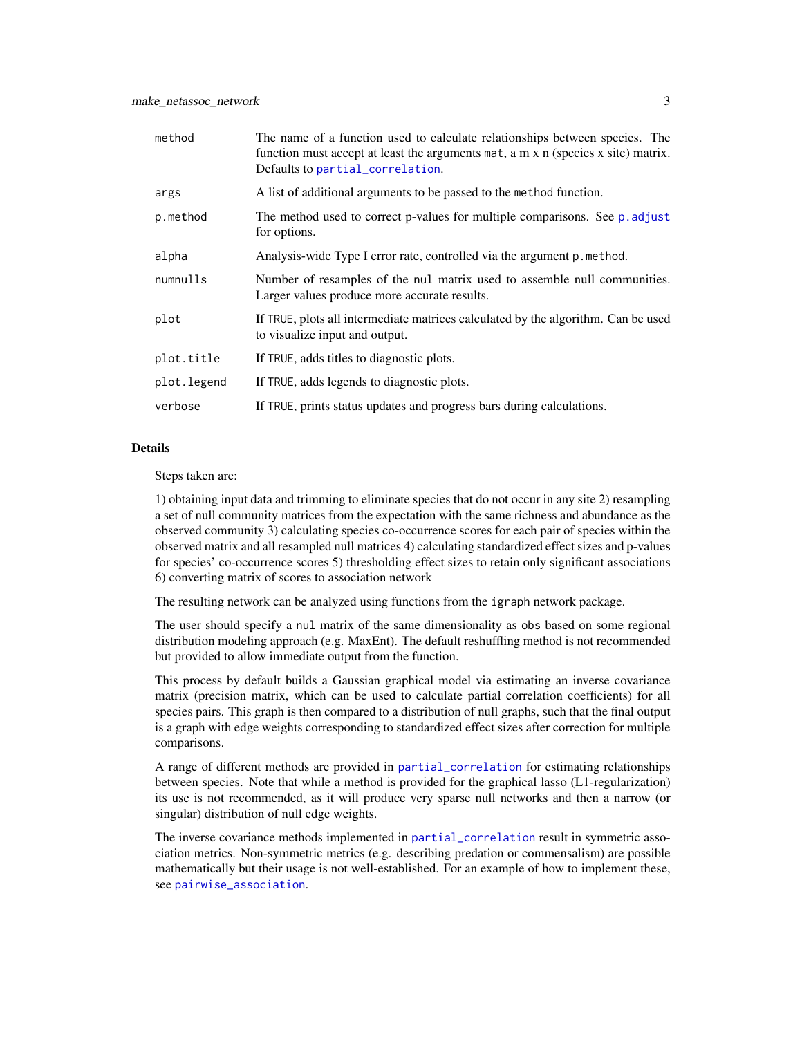| | |
|---|---|
| `method` | The name of a function used to calculate relationships between species. The function must accept at least the arguments `mat`, a m x n (species x site) matrix. Defaults to `partial_correlation`. |
| `args` | A list of additional arguments to be passed to the `method` function. |
| `p.method` | The method used to correct p-values for multiple comparisons. See `p.adjust` for options. |
| `alpha` | Analysis-wide Type I error rate, controlled via the argument `p.method`. |
| `numnulls` | Number of resamples of the `nul` matrix used to assemble null communities. Larger values produce more accurate results. |
| `plot` | If `TRUE`, plots all intermediate matrices calculated by the algorithm. Can be used to visualize input and output. |
| `plot.title` | If `TRUE`, adds titles to diagnostic plots. |
| `plot.legend` | If `TRUE`, adds legends to diagnostic plots. |
| `verbose` | If `TRUE`, prints status updates and progress bars during calculations. |

## Details

Steps taken are:

1) obtaining input data and trimming to eliminate species that do not occur in any site 2) resampling a set of null community matrices from the expectation with the same richness and abundance as the observed community 3) calculating species co-occurrence scores for each pair of species within the observed matrix and all resampled null matrices 4) calculating standardized effect sizes and p-values for species' co-occurrence scores 5) thresholding effect sizes to retain only significant associations 6) converting matrix of scores to association network

The resulting network can be analyzed using functions from the `igraph` network package.

The user should specify a `nul` matrix of the same dimensionality as `obs` based on some regional distribution modeling approach (e.g. MaxEnt). The default reshuffling method is not recommended but provided to allow immediate output from the function.

This process by default builds a Gaussian graphical model via estimating an inverse covariance matrix (precision matrix, which can be used to calculate partial correlation coefficients) for all species pairs. This graph is then compared to a distribution of null graphs, such that the final output is a graph with edge weights corresponding to standardized effect sizes after correction for multiple comparisons.

A range of different methods are provided in `partial_correlation` for estimating relationships between species. Note that while a method is provided for the graphical lasso (L1-regularization) its use is not recommended, as it will produce very sparse null networks and then a narrow (or singular) distribution of null edge weights.

The inverse covariance methods implemented in `partial_correlation` result in symmetric association metrics. Non-symmetric metrics (e.g. describing predation or commensalism) are possible mathematically but their usage is not well-established. For an example of how to implement these, see `pairwise_association`.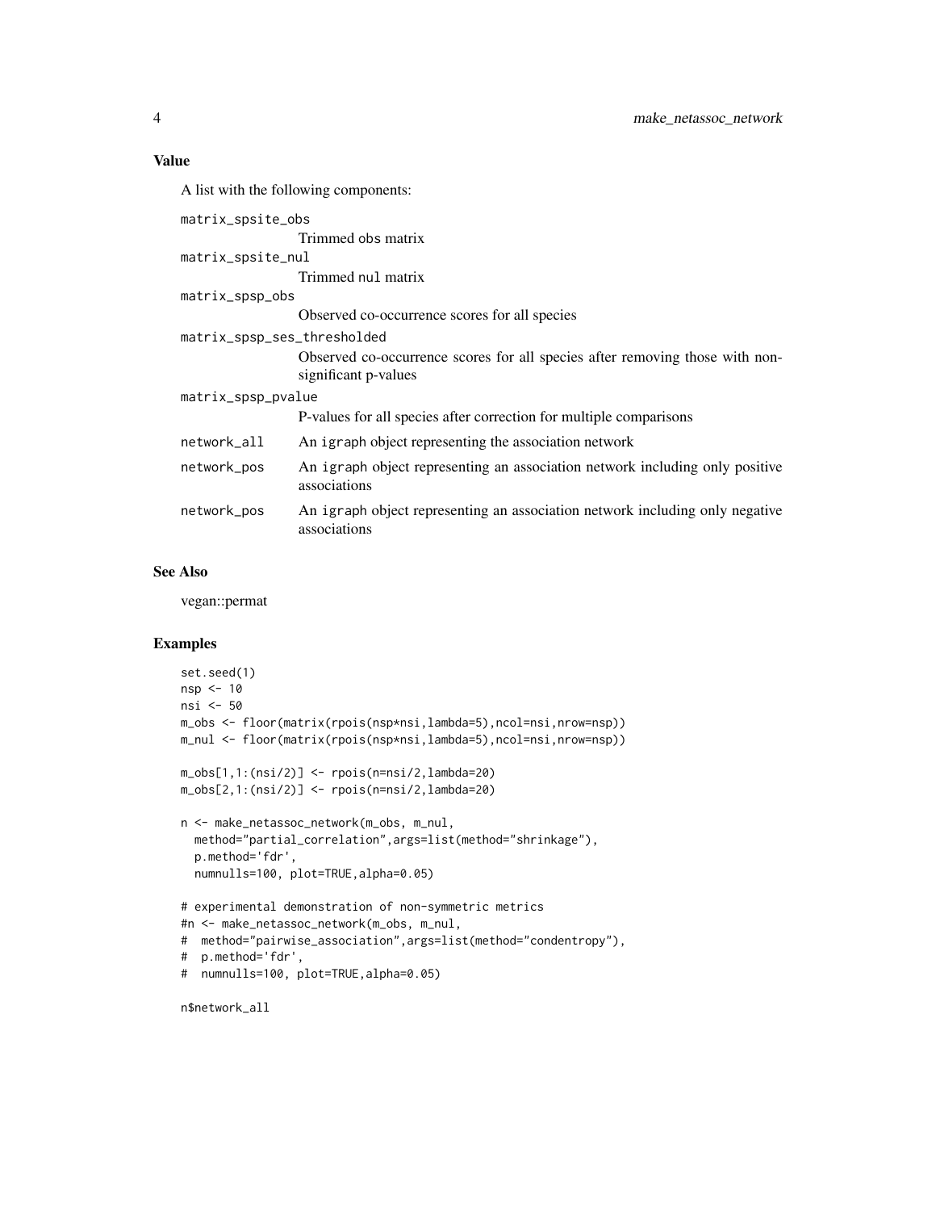### Value

A list with the following components:

`matrix_spsite_obs`
: Trimmed `obs` matrix

`matrix_spsite_nul`
: Trimmed `nul` matrix

`matrix_spsp_obs`
: Observed co-occurrence scores for all species

`matrix_spsp_ses_thresholded`
: Observed co-occurrence scores for all species after removing those with non-significant p-values

`matrix_spsp_pvalue`
: P-values for all species after correction for multiple comparisons

`network_all`
: An `igraph` object representing the association network

`network_pos`
: An `igraph` object representing an association network including only positive associations

`network_pos`
: An `igraph` object representing an association network including only negative associations

### See Also

vegan::permat

### Examples

```
set.seed(1)
nsp <- 10
nsi <- 50
m_obs <- floor(matrix(rpois(nsp*nsi,lambda=5),ncol=nsi,nrow=nsp))
m_nul <- floor(matrix(rpois(nsp*nsi,lambda=5),ncol=nsi,nrow=nsp))

m_obs[1,1:(nsi/2)] <- rpois(n=nsi/2,lambda=20)
m_obs[2,1:(nsi/2)] <- rpois(n=nsi/2,lambda=20)

n <- make_netassoc_network(m_obs, m_nul,
  method="partial_correlation",args=list(method="shrinkage"),
  p.method='fdr',
  numnulls=100, plot=TRUE,alpha=0.05)

# experimental demonstration of non-symmetric metrics
#n <- make_netassoc_network(m_obs, m_nul,
#  method="pairwise_association",args=list(method="condentropy"),
#  p.method='fdr',
#  numnulls=100, plot=TRUE,alpha=0.05)

n$network_all
```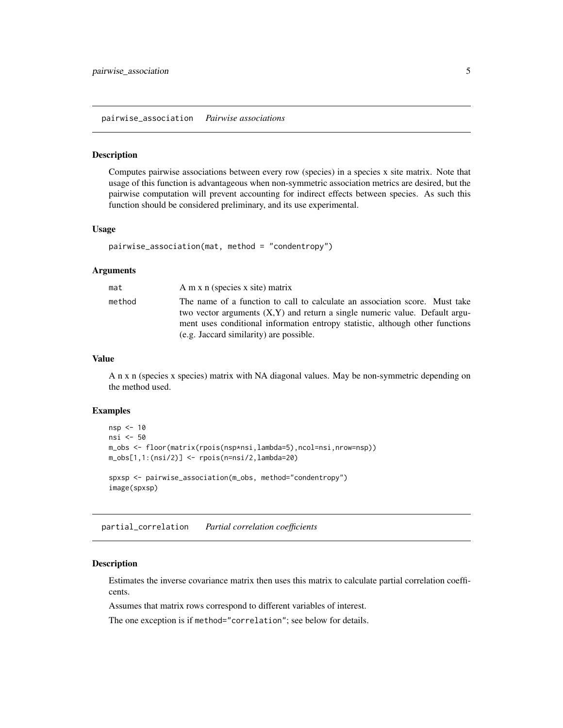## pairwise_association *Pairwise associations*

### Description

Computes pairwise associations between every row (species) in a species x site matrix. Note that usage of this function is advantageous when non-symmetric association metrics are desired, but the pairwise computation will prevent accounting for indirect effects between species. As such this function should be considered preliminary, and its use experimental.

### Usage

```
pairwise_association(mat, method = "condentropy")
```

### Arguments

| | |
|---|---|
| mat | A m x n (species x site) matrix |
| method | The name of a function to call to calculate an association score. Must take two vector arguments (X,Y) and return a single numeric value. Default argument uses conditional information entropy statistic, although other functions (e.g. Jaccard similarity) are possible. |

### Value

A n x n (species x species) matrix with NA diagonal values. May be non-symmetric depending on the method used.

### Examples

```
nsp <- 10
nsi <- 50
m_obs <- floor(matrix(rpois(nsp*nsi,lambda=5),ncol=nsi,nrow=nsp))
m_obs[1,1:(nsi/2)] <- rpois(n=nsi/2,lambda=20)

spxsp <- pairwise_association(m_obs, method="condentropy")
image(spxsp)
```

## partial_correlation *Partial correlation coefficients*

### Description

Estimates the inverse covariance matrix then uses this matrix to calculate partial correlation coefficients.

Assumes that matrix rows correspond to different variables of interest.

The one exception is if `method="correlation"`; see below for details.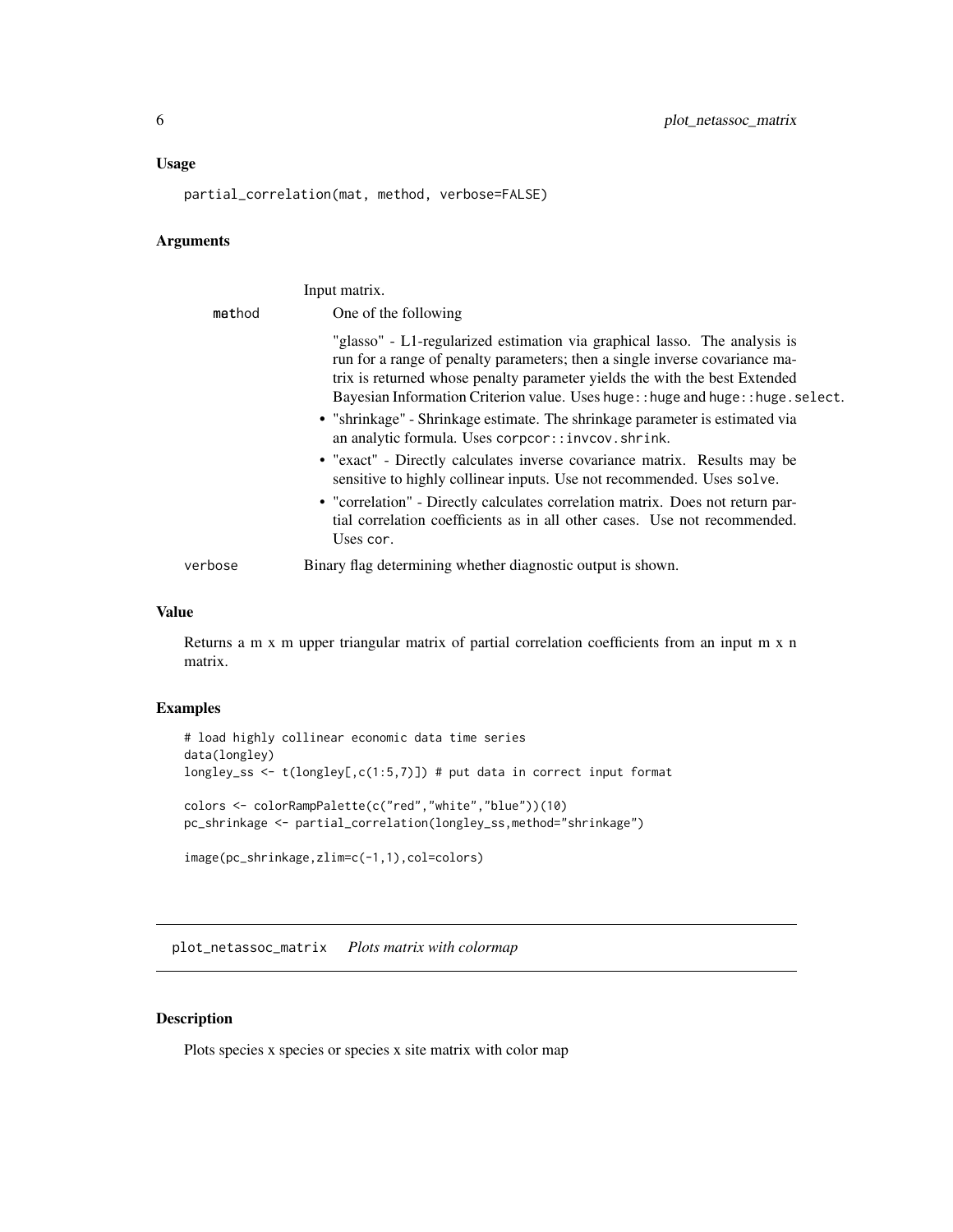## Usage

```
partial_correlation(mat, method, verbose=FALSE)
```

## Arguments

| | |
|---|---|
| mat | Input matrix. |
| method | One of the following<br><br>"glasso" - L1-regularized estimation via graphical lasso. The analysis is run for a range of penalty parameters; then a single inverse covariance matrix is returned whose penalty parameter yields the with the best Extended Bayesian Information Criterion value. Uses `huge::huge` and `huge::huge.select`.<br><br>• "shrinkage" - Shrinkage estimate. The shrinkage parameter is estimated via an analytic formula. Uses `corpcor::invcov.shrink`.<br><br>• "exact" - Directly calculates inverse covariance matrix. Results may be sensitive to highly collinear inputs. Use not recommended. Uses `solve`.<br><br>• "correlation" - Directly calculates correlation matrix. Does not return partial correlation coefficients as in all other cases. Use not recommended. Uses `cor`. |
| verbose | Binary flag determining whether diagnostic output is shown. |

## Value

Returns a m x m upper triangular matrix of partial correlation coefficients from an input m x n matrix.

## Examples

```
# load highly collinear economic data time series
data(longley)
longley_ss <- t(longley[,c(1:5,7)]) # put data in correct input format

colors <- colorRampPalette(c("red","white","blue"))(10)
pc_shrinkage <- partial_correlation(longley_ss,method="shrinkage")

image(pc_shrinkage,zlim=c(-1,1),col=colors)
```

---

# plot_netassoc_matrix *Plots matrix with colormap*

---

## Description

Plots species x species or species x site matrix with color map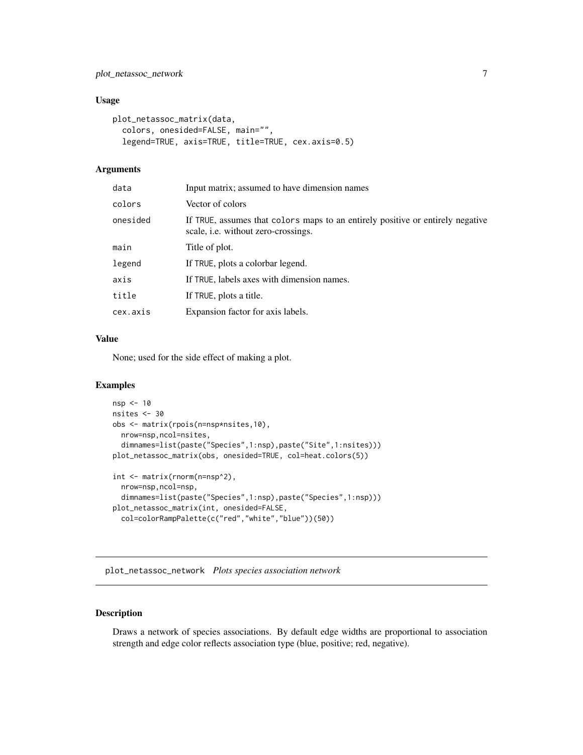### Usage

```
plot_netassoc_matrix(data,
  colors, onesided=FALSE, main="",
  legend=TRUE, axis=TRUE, title=TRUE, cex.axis=0.5)
```

### Arguments

| | |
|---|---|
| `data` | Input matrix; assumed to have dimension names |
| `colors` | Vector of colors |
| `onesided` | If `TRUE`, assumes that `colors` maps to an entirely positive or entirely negative scale, i.e. without zero-crossings. |
| `main` | Title of plot. |
| `legend` | If `TRUE`, plots a colorbar legend. |
| `axis` | If `TRUE`, labels axes with dimension names. |
| `title` | If `TRUE`, plots a title. |
| `cex.axis` | Expansion factor for axis labels. |

### Value

None; used for the side effect of making a plot.

### Examples

```
nsp <- 10
nsites <- 30
obs <- matrix(rpois(n=nsp*nsites,10),
  nrow=nsp,ncol=nsites,
  dimnames=list(paste("Species",1:nsp),paste("Site",1:nsites)))
plot_netassoc_matrix(obs, onesided=TRUE, col=heat.colors(5))

int <- matrix(rnorm(n=nsp^2),
  nrow=nsp,ncol=nsp,
  dimnames=list(paste("Species",1:nsp),paste("Species",1:nsp)))
plot_netassoc_matrix(int, onesided=FALSE,
  col=colorRampPalette(c("red","white","blue"))(50))
```

## `plot_netassoc_network` *Plots species association network*

### Description

Draws a network of species associations. By default edge widths are proportional to association strength and edge color reflects association type (blue, positive; red, negative).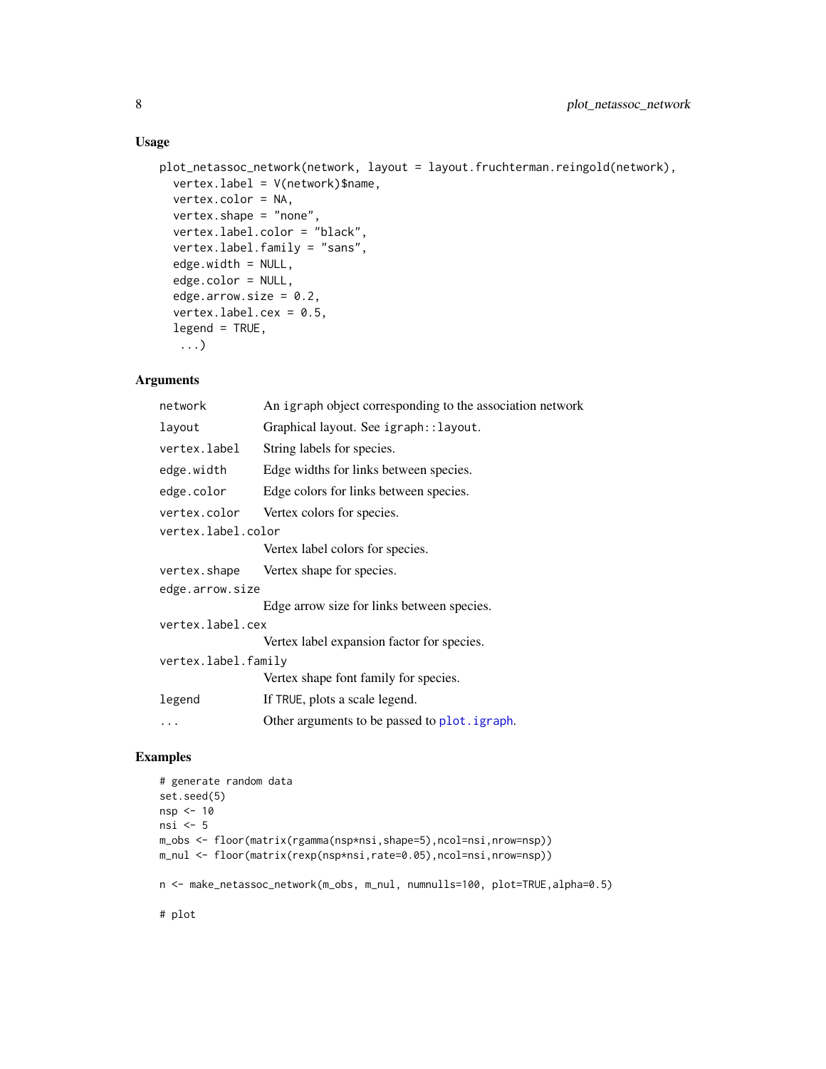## Usage

```
plot_netassoc_network(network, layout = layout.fruchterman.reingold(network),
  vertex.label = V(network)$name,
  vertex.color = NA,
  vertex.shape = "none",
  vertex.label.color = "black",
  vertex.label.family = "sans",
  edge.width = NULL,
  edge.color = NULL,
  edge.arrow.size = 0.2,
  vertex.label.cex = 0.5,
  legend = TRUE,
   ...)
```

## Arguments

| | |
|---|---|
| `network` | An igraph object corresponding to the association network |
| `layout` | Graphical layout. See igraph::layout. |
| `vertex.label` | String labels for species. |
| `edge.width` | Edge widths for links between species. |
| `edge.color` | Edge colors for links between species. |
| `vertex.color` | Vertex colors for species. |
| `vertex.label.color` | Vertex label colors for species. |
| `vertex.shape` | Vertex shape for species. |
| `edge.arrow.size` | Edge arrow size for links between species. |
| `vertex.label.cex` | Vertex label expansion factor for species. |
| `vertex.label.family` | Vertex shape font family for species. |
| `legend` | If TRUE, plots a scale legend. |
| `...` | Other arguments to be passed to plot.igraph. |

## Examples

```
# generate random data
set.seed(5)
nsp <- 10
nsi <- 5
m_obs <- floor(matrix(rgamma(nsp*nsi,shape=5),ncol=nsi,nrow=nsp))
m_nul <- floor(matrix(rexp(nsp*nsi,rate=0.05),ncol=nsi,nrow=nsp))

n <- make_netassoc_network(m_obs, m_nul, numnulls=100, plot=TRUE,alpha=0.5)

# plot
```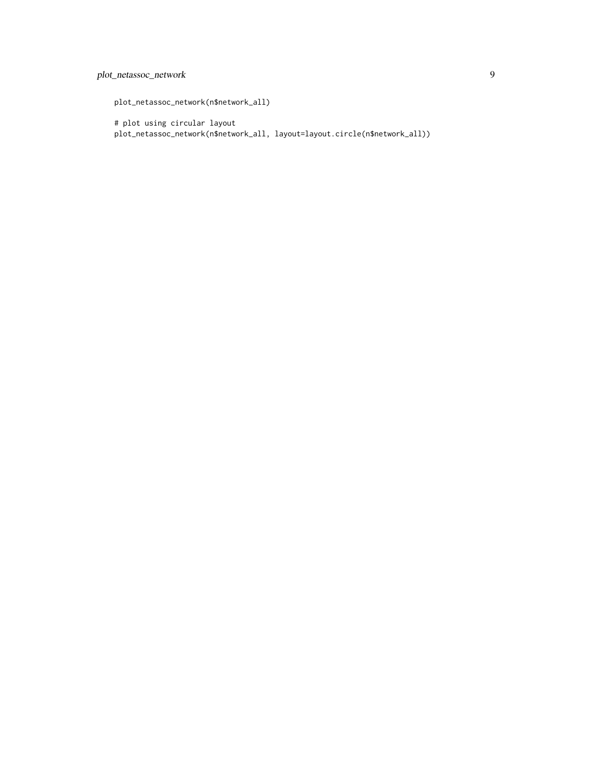```
plot_netassoc_network(n$network_all)

# plot using circular layout
plot_netassoc_network(n$network_all, layout=layout.circle(n$network_all))
```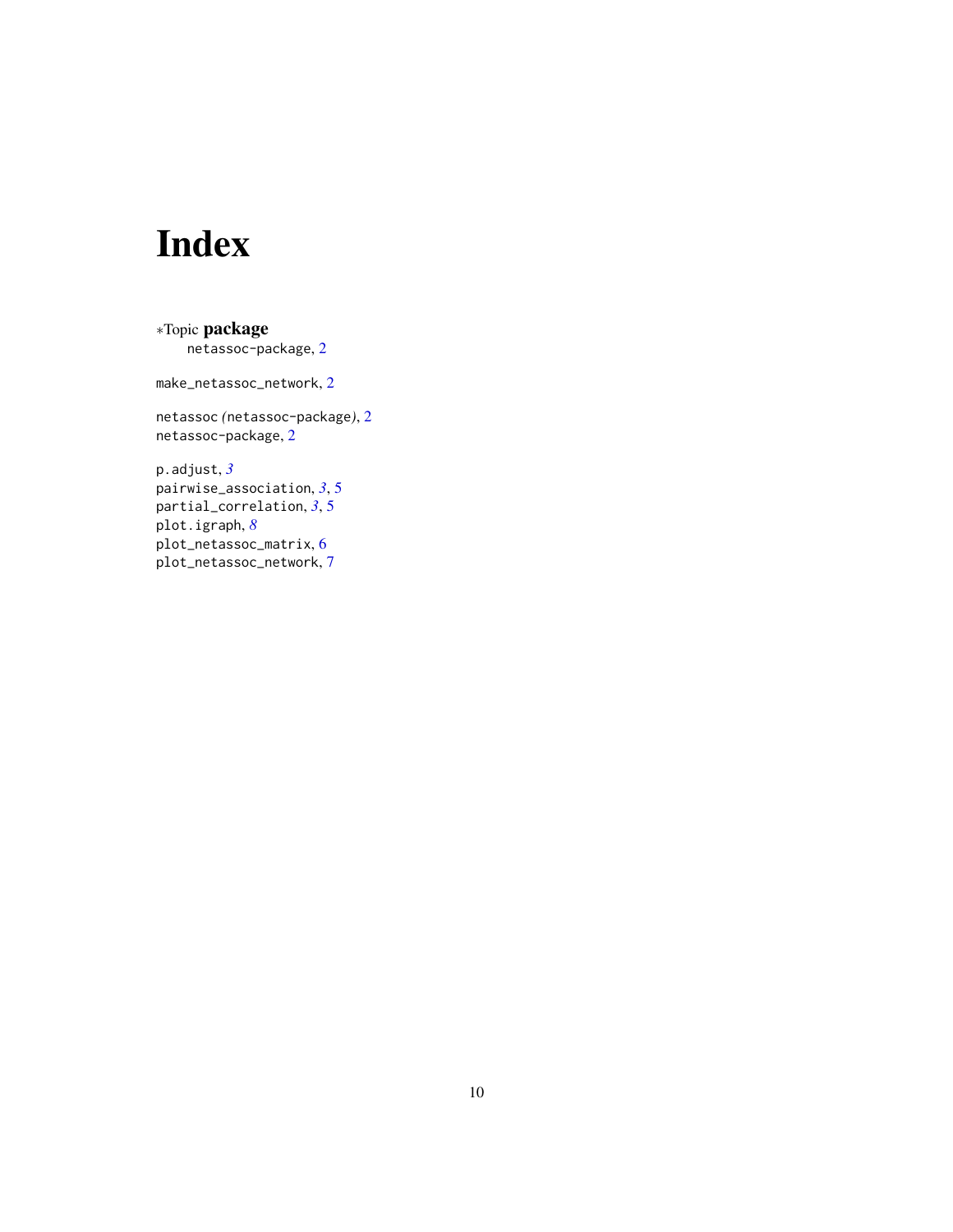# Index

∗Topic **package**

netassoc-package, 2

make_netassoc_network, 2

netassoc (netassoc-package), 2
netassoc-package, 2

p.adjust, *3*
pairwise_association, *3*, 5
partial_correlation, *3*, 5
plot.igraph, *8*
plot_netassoc_matrix, 6
plot_netassoc_network, 7